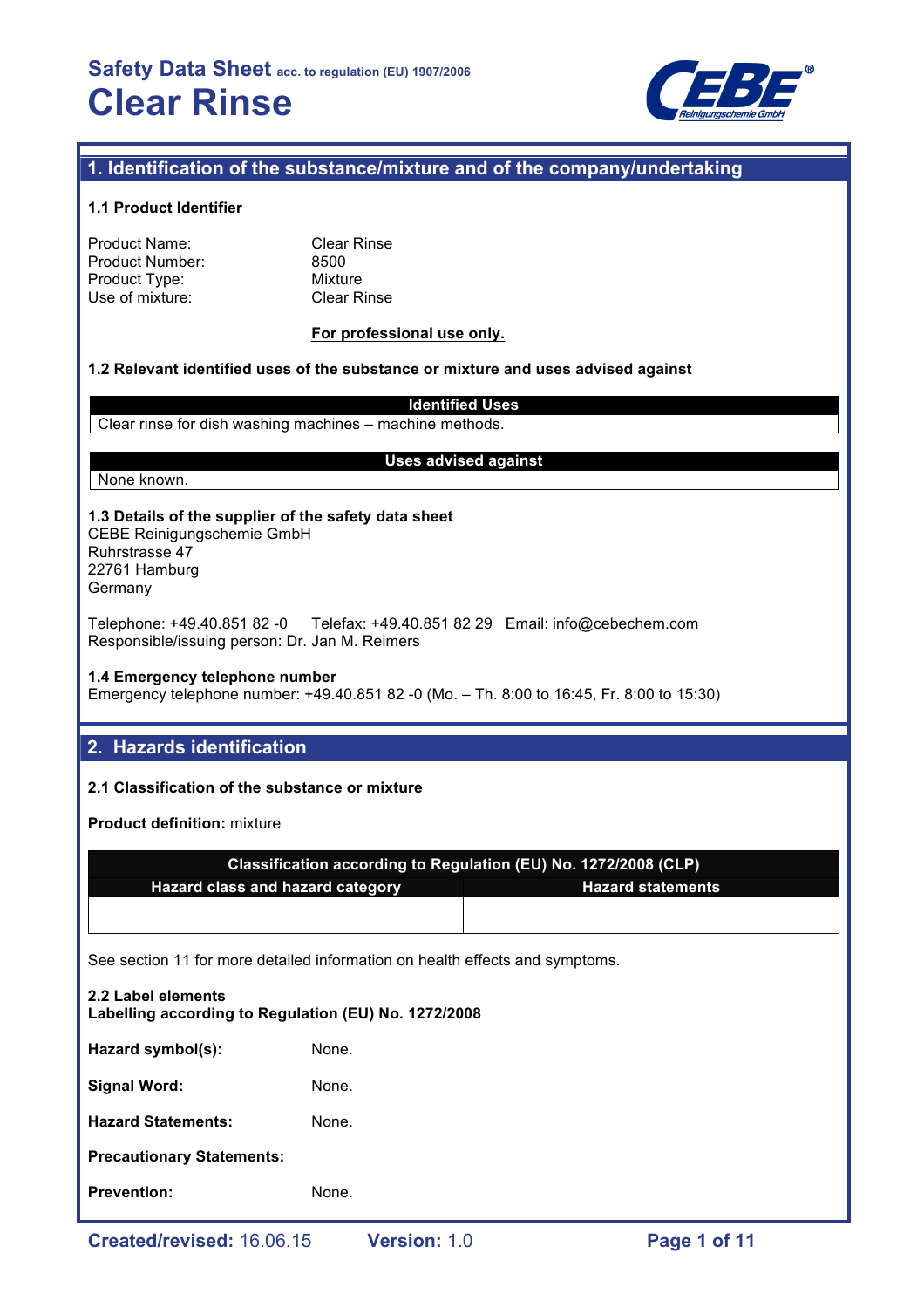# Safety Data Sheet acc. to regulation (EU) 1907/2006
# Clear Rinse

## 1. Identification of the substance/mixture and of the company/undertaking

### 1.1 Product Identifier

| | |
|---|---|
| Product Name: | Clear Rinse |
| Product Number: | 8500 |
| Product Type: | Mixture |
| Use of mixture: | Clear Rinse |

**For professional use only.**

### 1.2 Relevant identified uses of the substance or mixture and uses advised against

| Identified Uses |
|---|
| Clear rinse for dish washing machines – machine methods. |

| Uses advised against |
|---|
| None known. |

### 1.3 Details of the supplier of the safety data sheet

CEBE Reinigungschemie GmbH
Ruhrstrasse 47
22761 Hamburg
Germany

Telephone: +49.40.851 82 -0 Telefax: +49.40.851 82 29 Email: info@cebechem.com
Responsible/issuing person: Dr. Jan M. Reimers

### 1.4 Emergency telephone number

Emergency telephone number: +49.40.851 82 -0 (Mo. – Th. 8:00 to 16:45, Fr. 8:00 to 15:30)

## 2. Hazards identification

### 2.1 Classification of the substance or mixture

**Product definition:** mixture

| Classification according to Regulation (EU) No. 1272/2008 (CLP) | |
|---|---|
| **Hazard class and hazard category** | **Hazard statements** |
| | |

See section 11 for more detailed information on health effects and symptoms.

### 2.2 Label elements

**Labelling according to Regulation (EU) No. 1272/2008**

**Hazard symbol(s):** None.

**Signal Word:** None.

**Hazard Statements:** None.

**Precautionary Statements:**

**Prevention:** None.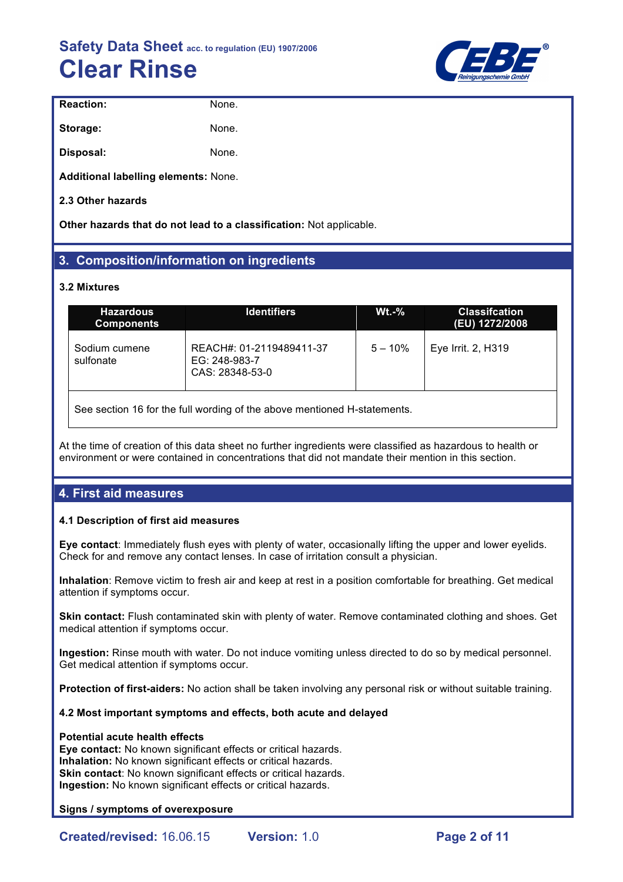**Reaction:** None.

**Storage:** None.

**Disposal:** None.

**Additional labelling elements:** None.

**2.3 Other hazards**

**Other hazards that do not lead to a classification:** Not applicable.

## 3. Composition/information on ingredients

**3.2 Mixtures**

| Hazardous Components | Identifiers | Wt.-% | Classifcation (EU) 1272/2008 |
|---|---|---|---|
| Sodium cumene sulfonate | REACH#: 01-2119489411-37<br>EG: 248-983-7<br>CAS: 28348-53-0 | 5 – 10% | Eye Irrit. 2, H319 |
| See section 16 for the full wording of the above mentioned H-statements. | | | |

At the time of creation of this data sheet no further ingredients were classified as hazardous to health or environment or were contained in concentrations that did not mandate their mention in this section.

## 4. First aid measures

**4.1 Description of first aid measures**

**Eye contact**: Immediately flush eyes with plenty of water, occasionally lifting the upper and lower eyelids. Check for and remove any contact lenses. In case of irritation consult a physician.

**Inhalation**: Remove victim to fresh air and keep at rest in a position comfortable for breathing. Get medical attention if symptoms occur.

**Skin contact:** Flush contaminated skin with plenty of water. Remove contaminated clothing and shoes. Get medical attention if symptoms occur.

**Ingestion:** Rinse mouth with water. Do not induce vomiting unless directed to do so by medical personnel. Get medical attention if symptoms occur.

**Protection of first-aiders:** No action shall be taken involving any personal risk or without suitable training.

**4.2 Most important symptoms and effects, both acute and delayed**

**Potential acute health effects**
**Eye contact:** No known significant effects or critical hazards.
**Inhalation:** No known significant effects or critical hazards.
**Skin contact**: No known significant effects or critical hazards.
**Ingestion:** No known significant effects or critical hazards.

**Signs / symptoms of overexposure**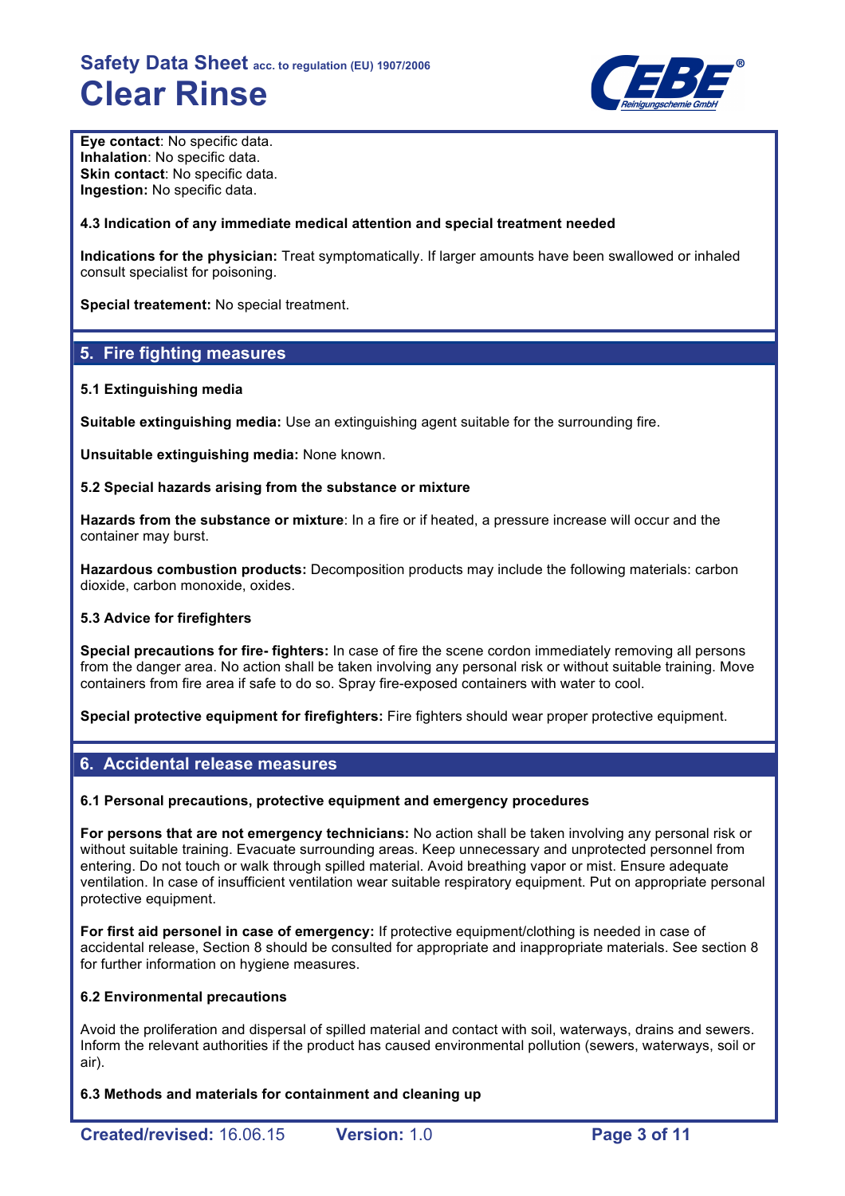**Eye contact**: No specific data.
**Inhalation**: No specific data.
**Skin contact**: No specific data.
**Ingestion:** No specific data.

**4.3 Indication of any immediate medical attention and special treatment needed**

**Indications for the physician:** Treat symptomatically. If larger amounts have been swallowed or inhaled consult specialist for poisoning.

**Special treatement:** No special treatment.

## 5. Fire fighting measures

**5.1 Extinguishing media**

**Suitable extinguishing media:** Use an extinguishing agent suitable for the surrounding fire.

**Unsuitable extinguishing media:** None known.

**5.2 Special hazards arising from the substance or mixture**

**Hazards from the substance or mixture**: In a fire or if heated, a pressure increase will occur and the container may burst.

**Hazardous combustion products:** Decomposition products may include the following materials: carbon dioxide, carbon monoxide, oxides.

**5.3 Advice for firefighters**

**Special precautions for fire- fighters:** In case of fire the scene cordon immediately removing all persons from the danger area. No action shall be taken involving any personal risk or without suitable training. Move containers from fire area if safe to do so. Spray fire-exposed containers with water to cool.

**Special protective equipment for firefighters:** Fire fighters should wear proper protective equipment.

## 6. Accidental release measures

**6.1 Personal precautions, protective equipment and emergency procedures**

**For persons that are not emergency technicians:** No action shall be taken involving any personal risk or without suitable training. Evacuate surrounding areas. Keep unnecessary and unprotected personnel from entering. Do not touch or walk through spilled material. Avoid breathing vapor or mist. Ensure adequate ventilation. In case of insufficient ventilation wear suitable respiratory equipment. Put on appropriate personal protective equipment.

**For first aid personel in case of emergency:** If protective equipment/clothing is needed in case of accidental release, Section 8 should be consulted for appropriate and inappropriate materials. See section 8 for further information on hygiene measures.

**6.2 Environmental precautions**

Avoid the proliferation and dispersal of spilled material and contact with soil, waterways, drains and sewers. Inform the relevant authorities if the product has caused environmental pollution (sewers, waterways, soil or air).

**6.3 Methods and materials for containment and cleaning up**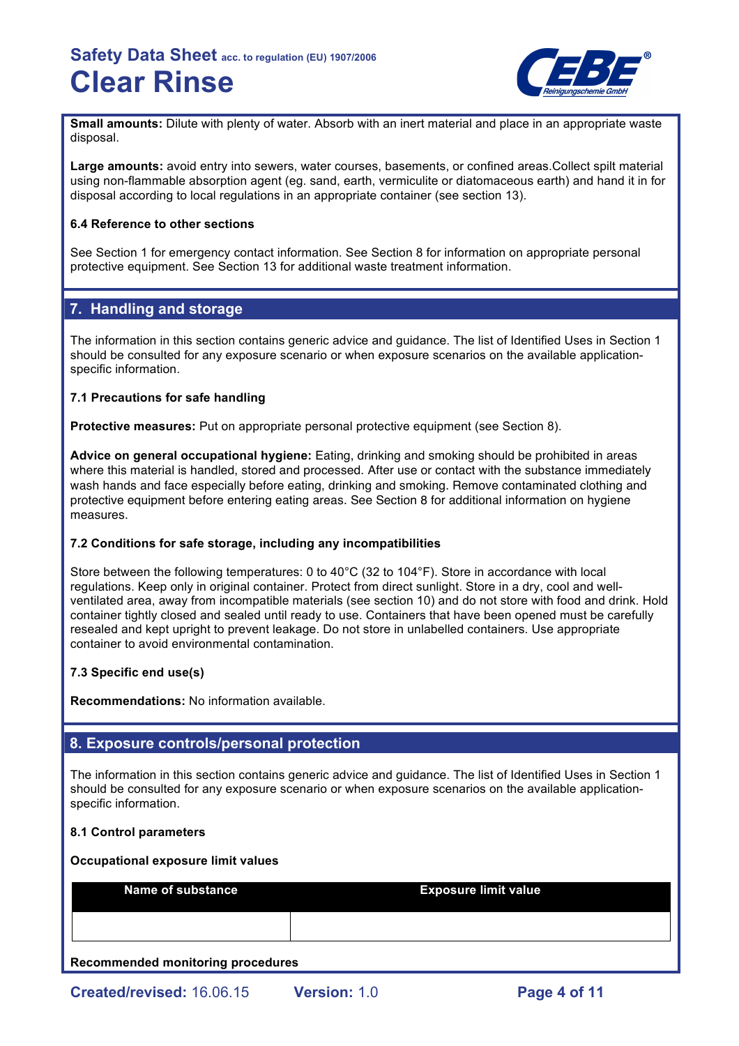**Small amounts:** Dilute with plenty of water. Absorb with an inert material and place in an appropriate waste disposal.

**Large amounts:** avoid entry into sewers, water courses, basements, or confined areas.Collect spilt material using non-flammable absorption agent (eg. sand, earth, vermiculite or diatomaceous earth) and hand it in for disposal according to local regulations in an appropriate container (see section 13).

**6.4 Reference to other sections**

See Section 1 for emergency contact information. See Section 8 for information on appropriate personal protective equipment. See Section 13 for additional waste treatment information.

## 7. Handling and storage

The information in this section contains generic advice and guidance. The list of Identified Uses in Section 1 should be consulted for any exposure scenario or when exposure scenarios on the available application-specific information.

**7.1 Precautions for safe handling**

**Protective measures:** Put on appropriate personal protective equipment (see Section 8).

**Advice on general occupational hygiene:** Eating, drinking and smoking should be prohibited in areas where this material is handled, stored and processed. After use or contact with the substance immediately wash hands and face especially before eating, drinking and smoking. Remove contaminated clothing and protective equipment before entering eating areas. See Section 8 for additional information on hygiene measures.

**7.2 Conditions for safe storage, including any incompatibilities**

Store between the following temperatures: 0 to 40°C (32 to 104°F). Store in accordance with local regulations. Keep only in original container. Protect from direct sunlight. Store in a dry, cool and well-ventilated area, away from incompatible materials (see section 10) and do not store with food and drink. Hold container tightly closed and sealed until ready to use. Containers that have been opened must be carefully resealed and kept upright to prevent leakage. Do not store in unlabelled containers. Use appropriate container to avoid environmental contamination.

**7.3 Specific end use(s)**

**Recommendations:** No information available.

## 8. Exposure controls/personal protection

The information in this section contains generic advice and guidance. The list of Identified Uses in Section 1 should be consulted for any exposure scenario or when exposure scenarios on the available application-specific information.

**8.1 Control parameters**

**Occupational exposure limit values**

| Name of substance | Exposure limit value |
|---|---|
| | |

**Recommended monitoring procedures**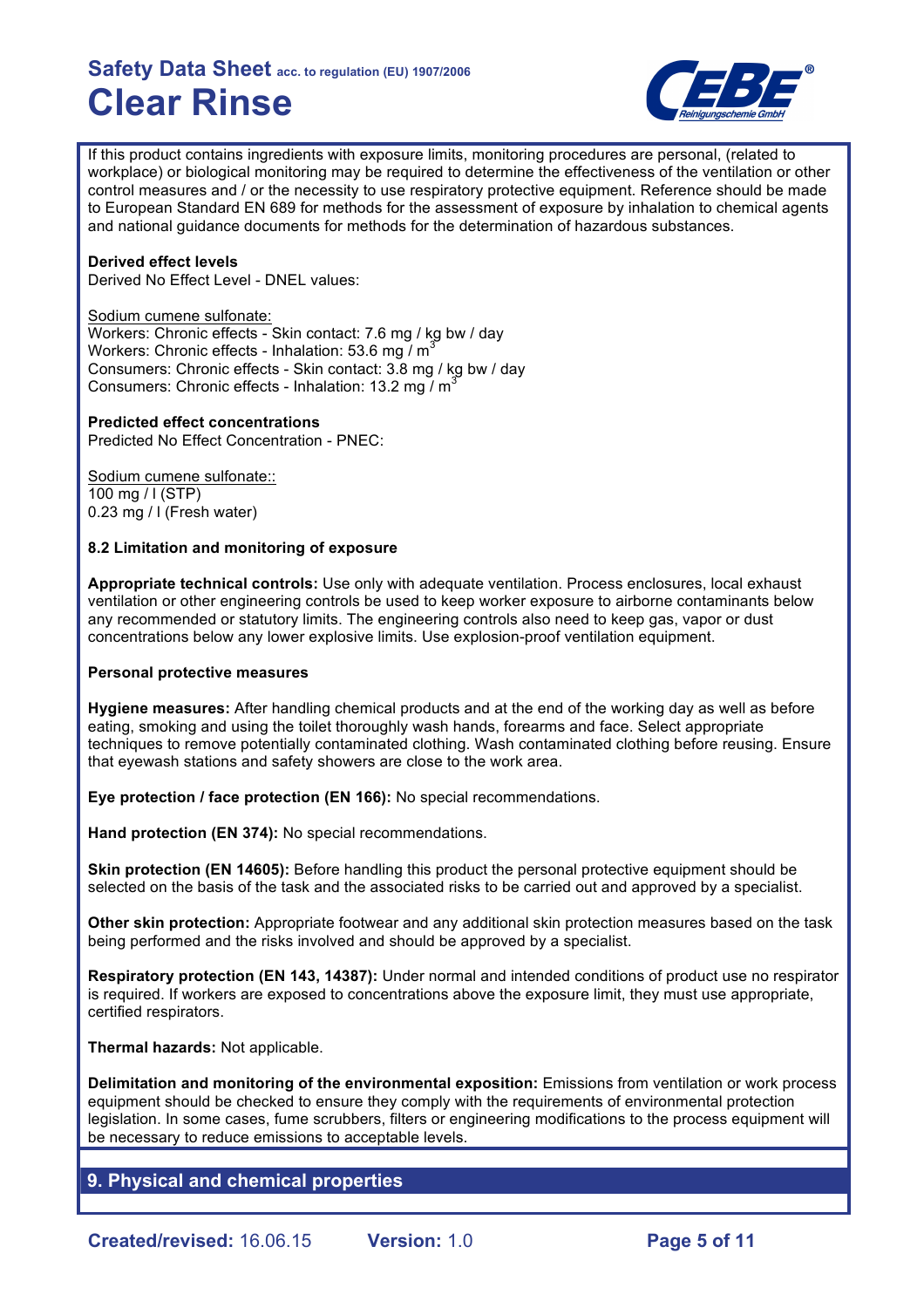If this product contains ingredients with exposure limits, monitoring procedures are personal, (related to workplace) or biological monitoring may be required to determine the effectiveness of the ventilation or other control measures and / or the necessity to use respiratory protective equipment. Reference should be made to European Standard EN 689 for methods for the assessment of exposure by inhalation to chemical agents and national guidance documents for methods for the determination of hazardous substances.

**Derived effect levels**
Derived No Effect Level - DNEL values:

Sodium cumene sulfonate:
Workers: Chronic effects - Skin contact: 7.6 mg / kg bw / day
Workers: Chronic effects - Inhalation: 53.6 mg / $m^3$
Consumers: Chronic effects - Skin contact: 3.8 mg / kg bw / day
Consumers: Chronic effects - Inhalation: 13.2 mg / $m^3$

**Predicted effect concentrations**
Predicted No Effect Concentration - PNEC:

Sodium cumene sulfonate::
100 mg / l (STP)
0.23 mg / l (Fresh water)

**8.2 Limitation and monitoring of exposure**

**Appropriate technical controls:** Use only with adequate ventilation. Process enclosures, local exhaust ventilation or other engineering controls be used to keep worker exposure to airborne contaminants below any recommended or statutory limits. The engineering controls also need to keep gas, vapor or dust concentrations below any lower explosive limits. Use explosion-proof ventilation equipment.

**Personal protective measures**

**Hygiene measures:** After handling chemical products and at the end of the working day as well as before eating, smoking and using the toilet thoroughly wash hands, forearms and face. Select appropriate techniques to remove potentially contaminated clothing. Wash contaminated clothing before reusing. Ensure that eyewash stations and safety showers are close to the work area.

**Eye protection / face protection (EN 166):** No special recommendations.

**Hand protection (EN 374):** No special recommendations.

**Skin protection (EN 14605):** Before handling this product the personal protective equipment should be selected on the basis of the task and the associated risks to be carried out and approved by a specialist.

**Other skin protection:** Appropriate footwear and any additional skin protection measures based on the task being performed and the risks involved and should be approved by a specialist.

**Respiratory protection (EN 143, 14387):** Under normal and intended conditions of product use no respirator is required. If workers are exposed to concentrations above the exposure limit, they must use appropriate, certified respirators.

**Thermal hazards:** Not applicable.

**Delimitation and monitoring of the environmental exposition:** Emissions from ventilation or work process equipment should be checked to ensure they comply with the requirements of environmental protection legislation. In some cases, fume scrubbers, filters or engineering modifications to the process equipment will be necessary to reduce emissions to acceptable levels.

## 9. Physical and chemical properties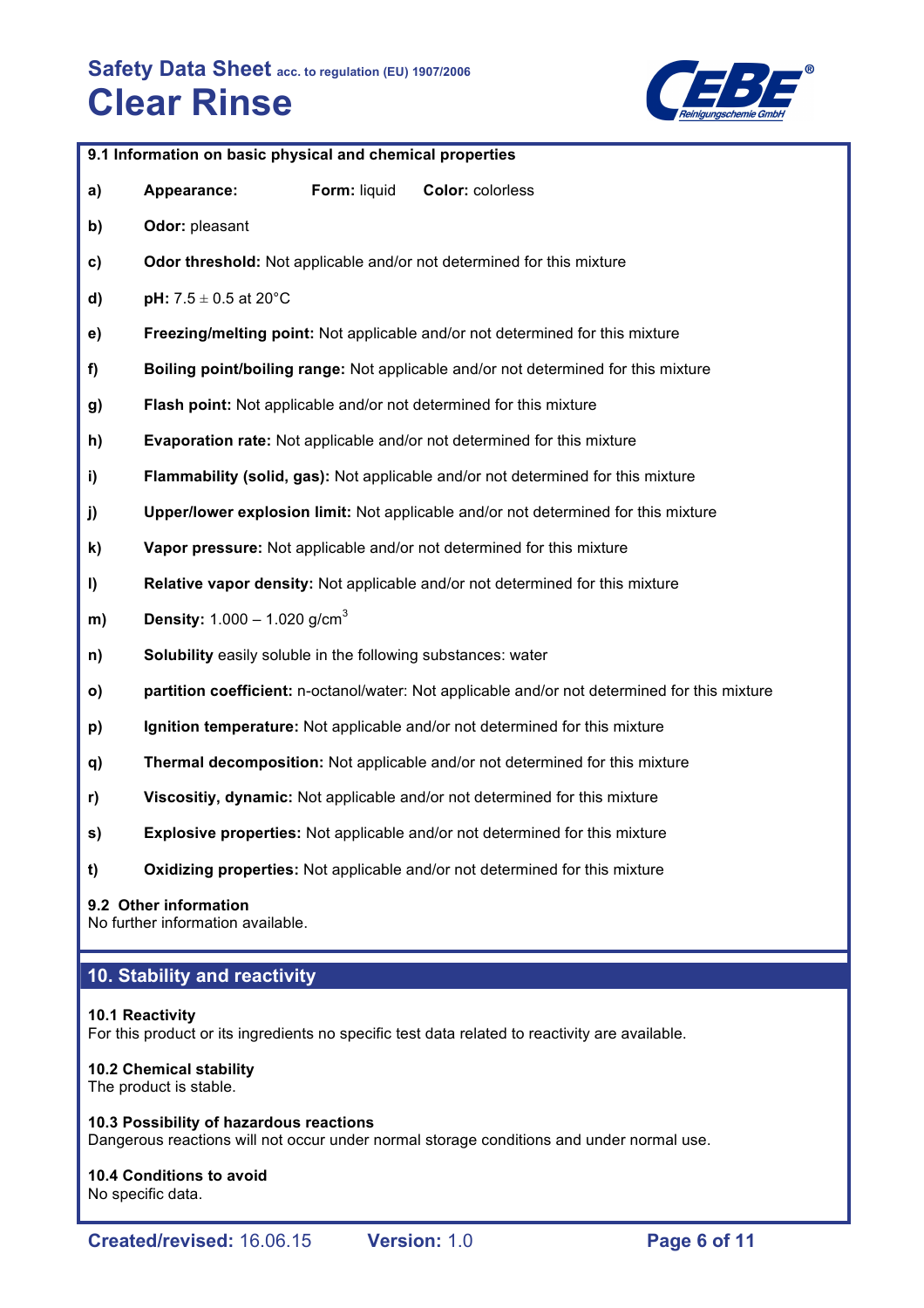### 9.1 Information on basic physical and chemical properties

- **a)** **Appearance:** **Form:** liquid **Color:** colorless
- **b)** **Odor:** pleasant
- **c)** **Odor threshold:** Not applicable and/or not determined for this mixture
- **d)** **pH:** 7.5 ± 0.5 at 20°C
- **e)** **Freezing/melting point:** Not applicable and/or not determined for this mixture
- **f)** **Boiling point/boiling range:** Not applicable and/or not determined for this mixture
- **g)** **Flash point:** Not applicable and/or not determined for this mixture
- **h)** **Evaporation rate:** Not applicable and/or not determined for this mixture
- **i)** **Flammability (solid, gas):** Not applicable and/or not determined for this mixture
- **j)** **Upper/lower explosion limit:** Not applicable and/or not determined for this mixture
- **k)** **Vapor pressure:** Not applicable and/or not determined for this mixture
- **l)** **Relative vapor density:** Not applicable and/or not determined for this mixture
- **m)** **Density:** 1.000 – 1.020 g/cm$^3$
- **n)** **Solubility** easily soluble in the following substances: water
- **o)** **partition coefficient:** n-octanol/water: Not applicable and/or not determined for this mixture
- **p)** **Ignition temperature:** Not applicable and/or not determined for this mixture
- **q)** **Thermal decomposition:** Not applicable and/or not determined for this mixture
- **r)** **Viscositiy, dynamic:** Not applicable and/or not determined for this mixture
- **s)** **Explosive properties:** Not applicable and/or not determined for this mixture
- **t)** **Oxidizing properties:** Not applicable and/or not determined for this mixture

### 9.2 Other information

No further information available.

## 10. Stability and reactivity

### 10.1 Reactivity

For this product or its ingredients no specific test data related to reactivity are available.

### 10.2 Chemical stability

The product is stable.

### 10.3 Possibility of hazardous reactions

Dangerous reactions will not occur under normal storage conditions and under normal use.

### 10.4 Conditions to avoid

No specific data.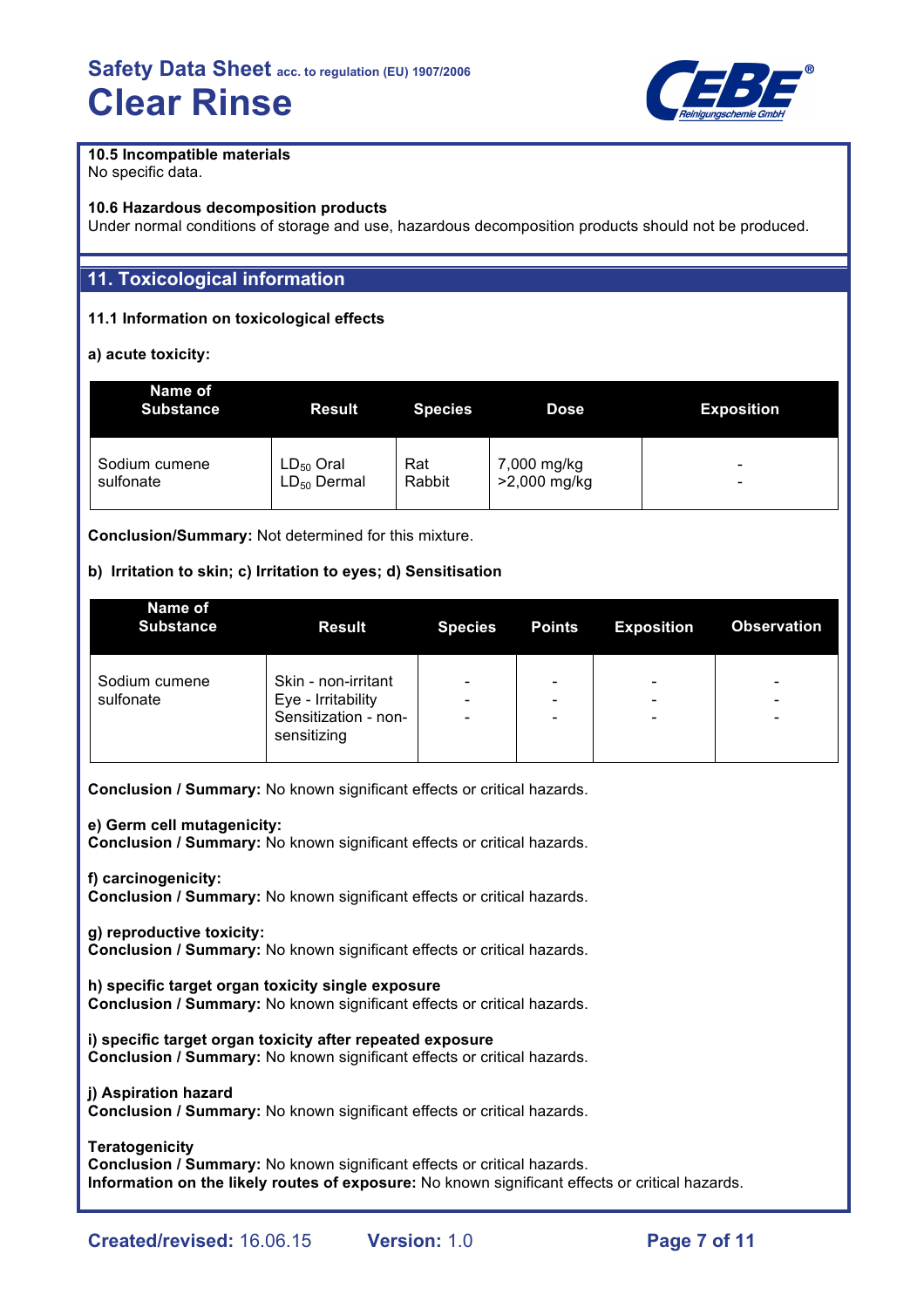**10.5 Incompatible materials**
No specific data.

**10.6 Hazardous decomposition products**
Under normal conditions of storage and use, hazardous decomposition products should not be produced.

## 11. Toxicological information

**11.1 Information on toxicological effects**

**a) acute toxicity:**

| Name of Substance | Result | Species | Dose | Exposition |
|---|---|---|---|---|
| Sodium cumene sulfonate | $LD_{50}$ Oral<br>$LD_{50}$ Dermal | Rat<br>Rabbit | 7,000 mg/kg<br>>2,000 mg/kg | -<br>- |

**Conclusion/Summary:** Not determined for this mixture.

**b) Irritation to skin; c) Irritation to eyes; d) Sensitisation**

| Name of Substance | Result | Species | Points | Exposition | Observation |
|---|---|---|---|---|---|
| Sodium cumene sulfonate | Skin - non-irritant<br>Eye - Irritability<br>Sensitization - non-sensitizing | -<br>-<br>- | -<br>-<br>- | -<br>-<br>- | -<br>-<br>- |

**Conclusion / Summary:** No known significant effects or critical hazards.

**e) Germ cell mutagenicity:**
**Conclusion / Summary:** No known significant effects or critical hazards.

**f) carcinogenicity:**
**Conclusion / Summary:** No known significant effects or critical hazards.

**g) reproductive toxicity:**
**Conclusion / Summary:** No known significant effects or critical hazards.

**h) specific target organ toxicity single exposure**
**Conclusion / Summary:** No known significant effects or critical hazards.

**i) specific target organ toxicity after repeated exposure**
**Conclusion / Summary:** No known significant effects or critical hazards.

**j) Aspiration hazard**
**Conclusion / Summary:** No known significant effects or critical hazards.

**Teratogenicity**
**Conclusion / Summary:** No known significant effects or critical hazards.
**Information on the likely routes of exposure:** No known significant effects or critical hazards.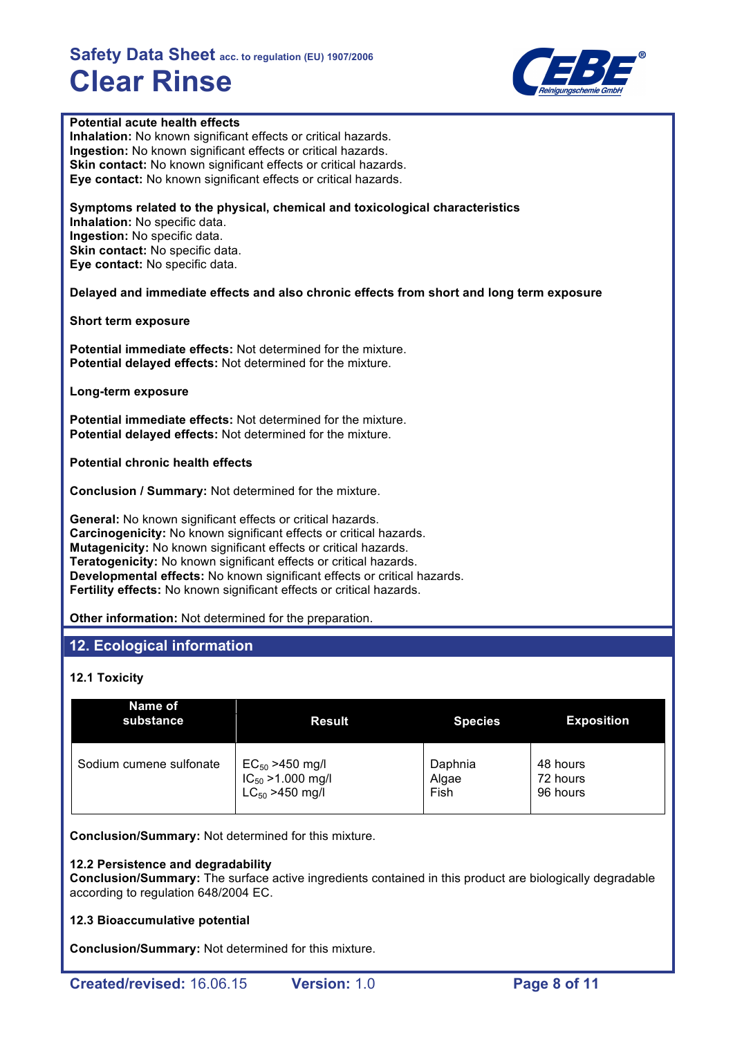**Potential acute health effects**
**Inhalation:** No known significant effects or critical hazards.
**Ingestion:** No known significant effects or critical hazards.
**Skin contact:** No known significant effects or critical hazards.
**Eye contact:** No known significant effects or critical hazards.

**Symptoms related to the physical, chemical and toxicological characteristics**
**Inhalation:** No specific data.
**Ingestion:** No specific data.
**Skin contact:** No specific data.
**Eye contact:** No specific data.

**Delayed and immediate effects and also chronic effects from short and long term exposure**

**Short term exposure**

**Potential immediate effects:** Not determined for the mixture.
**Potential delayed effects:** Not determined for the mixture.

**Long-term exposure**

**Potential immediate effects:** Not determined for the mixture.
**Potential delayed effects:** Not determined for the mixture.

**Potential chronic health effects**

**Conclusion / Summary:** Not determined for the mixture.

**General:** No known significant effects or critical hazards.
**Carcinogenicity:** No known significant effects or critical hazards.
**Mutagenicity:** No known significant effects or critical hazards.
**Teratogenicity:** No known significant effects or critical hazards.
**Developmental effects:** No known significant effects or critical hazards.
**Fertility effects:** No known significant effects or critical hazards.

**Other information:** Not determined for the preparation.

## 12. Ecological information

### 12.1 Toxicity

| Name of substance | Result | Species | Exposition |
|---|---|---|---|
| Sodium cumene sulfonate | $EC_{50}$ >450 mg/l<br>$IC_{50}$ >1.000 mg/l<br>$LC_{50}$ >450 mg/l | Daphnia<br>Algae<br>Fish | 48 hours<br>72 hours<br>96 hours |

**Conclusion/Summary:** Not determined for this mixture.

### 12.2 Persistence and degradability
**Conclusion/Summary:** The surface active ingredients contained in this product are biologically degradable according to regulation 648/2004 EC.

### 12.3 Bioaccumulative potential

**Conclusion/Summary:** Not determined for this mixture.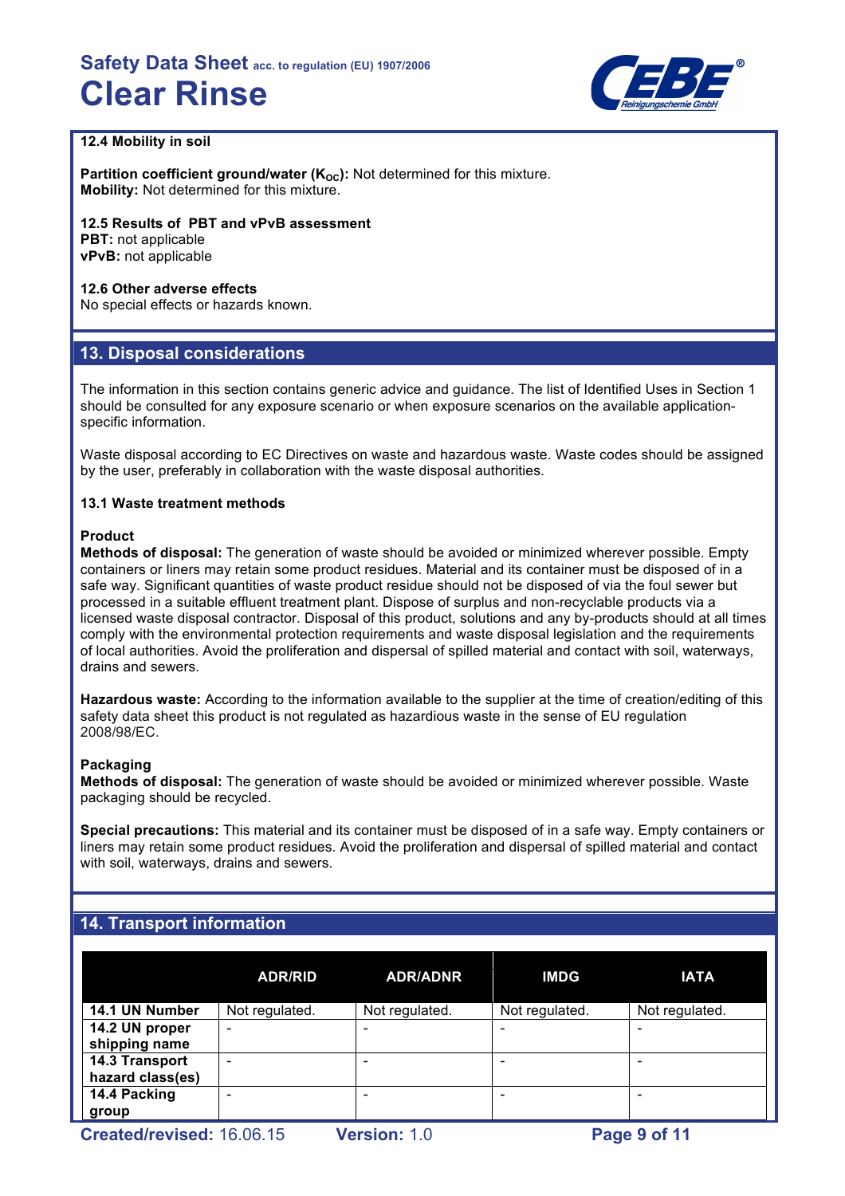### 12.4 Mobility in soil

**Partition coefficient ground/water ($K_{OC}$):** Not determined for this mixture.
**Mobility:** Not determined for this mixture.

### 12.5 Results of PBT and vPvB assessment

**PBT:** not applicable
**vPvB:** not applicable

### 12.6 Other adverse effects

No special effects or hazards known.

## 13. Disposal considerations

The information in this section contains generic advice and guidance. The list of Identified Uses in Section 1 should be consulted for any exposure scenario or when exposure scenarios on the available application-specific information.

Waste disposal according to EC Directives on waste and hazardous waste. Waste codes should be assigned by the user, preferably in collaboration with the waste disposal authorities.

### 13.1 Waste treatment methods

**Product**

**Methods of disposal:** The generation of waste should be avoided or minimized wherever possible. Empty containers or liners may retain some product residues. Material and its container must be disposed of in a safe way. Significant quantities of waste product residue should not be disposed of via the foul sewer but processed in a suitable effluent treatment plant. Dispose of surplus and non-recyclable products via a licensed waste disposal contractor. Disposal of this product, solutions and any by-products should at all times comply with the environmental protection requirements and waste disposal legislation and the requirements of local authorities. Avoid the proliferation and dispersal of spilled material and contact with soil, waterways, drains and sewers.

**Hazardous waste:** According to the information available to the supplier at the time of creation/editing of this safety data sheet this product is not regulated as hazardious waste in the sense of EU regulation 2008/98/EC.

**Packaging**

**Methods of disposal:** The generation of waste should be avoided or minimized wherever possible. Waste packaging should be recycled.

**Special precautions:** This material and its container must be disposed of in a safe way. Empty containers or liners may retain some product residues. Avoid the proliferation and dispersal of spilled material and contact with soil, waterways, drains and sewers.

## 14. Transport information

| | ADR/RID | ADR/ADNR | IMDG | IATA |
|---|---|---|---|---|
| **14.1 UN Number** | Not regulated. | Not regulated. | Not regulated. | Not regulated. |
| **14.2 UN proper shipping name** | - | - | - | - |
| **14.3 Transport hazard class(es)** | - | - | - | - |
| **14.4 Packing group** | - | - | - | - |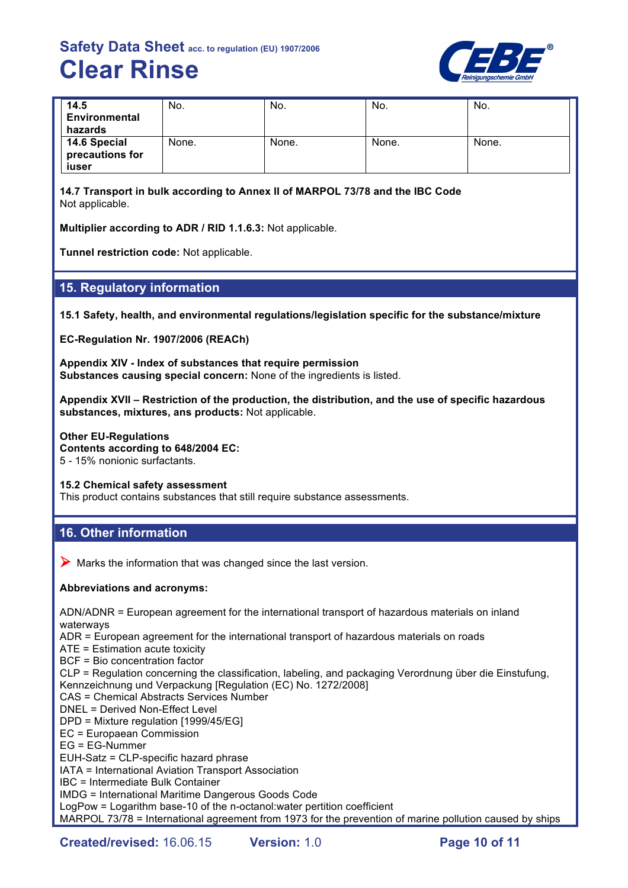| | | | | |
|---|---|---|---|---|
| **14.5 Environmental hazards** | No. | No. | No. | No. |
| **14.6 Special precautions for iuser** | None. | None. | None. | None. |

**14.7 Transport in bulk according to Annex II of MARPOL 73/78 and the IBC Code**
Not applicable.

**Multiplier according to ADR / RID 1.1.6.3:** Not applicable.

**Tunnel restriction code:** Not applicable.

## 15. Regulatory information

**15.1 Safety, health, and environmental regulations/legislation specific for the substance/mixture**

**EC-Regulation Nr. 1907/2006 (REACh)**

**Appendix XIV - Index of substances that require permission**
**Substances causing special concern:** None of the ingredients is listed.

**Appendix XVII – Restriction of the production, the distribution, and the use of specific hazardous substances, mixtures, ans products:** Not applicable.

**Other EU-Regulations**
**Contents according to 648/2004 EC:**
5 - 15% nonionic surfactants.

**15.2 Chemical safety assessment**
This product contains substances that still require substance assessments.

## 16. Other information

➤ Marks the information that was changed since the last version.

**Abbreviations and acronyms:**

ADN/ADNR = European agreement for the international transport of hazardous materials on inland waterways
ADR = European agreement for the international transport of hazardous materials on roads
ATE = Estimation acute toxicity
BCF = Bio concentration factor
CLP = Regulation concerning the classification, labeling, and packaging Verordnung über die Einstufung, Kennzeichnung und Verpackung [Regulation (EC) No. 1272/2008]
CAS = Chemical Abstracts Services Number
DNEL = Derived Non-Effect Level
DPD = Mixture regulation [1999/45/EG]
EC = European Commission
EG = EG-Nummer
EUH-Satz = CLP-specific hazard phrase
IATA = International Aviation Transport Association
IBC = Intermediate Bulk Container
IMDG = International Maritime Dangerous Goods Code
LogPow = Logarithm base-10 of the n-octanol:water partition coefficient
MARPOL 73/78 = International agreement from 1973 for the prevention of marine pollution caused by ships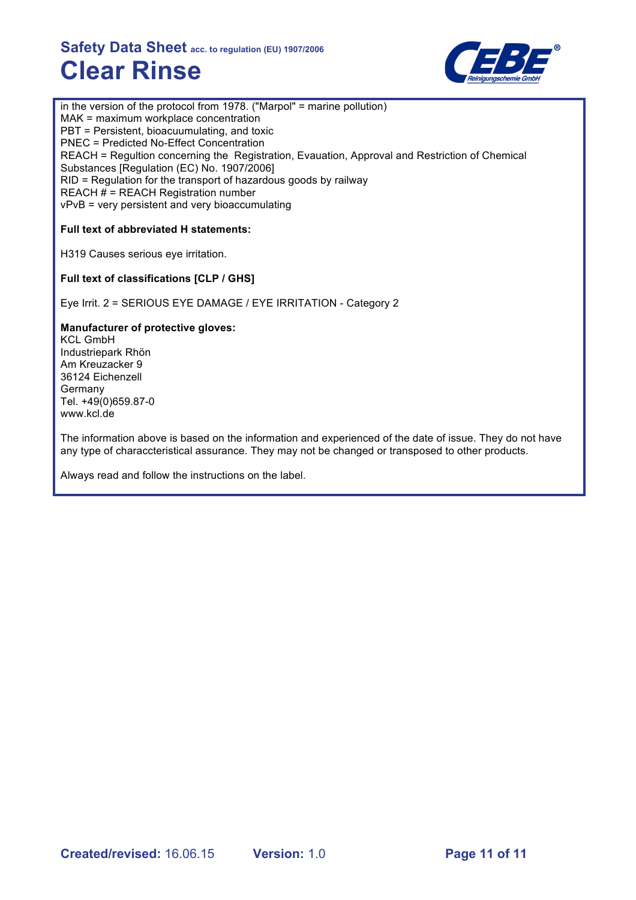in the version of the protocol from 1978. ("Marpol" = marine pollution)
MAK = maximum workplace concentration
PBT = Persistent, bioacuumulating, and toxic
PNEC = Predicted No-Effect Concentration
REACH = Regultion concerning the Registration, Evauation, Approval and Restriction of Chemical Substances [Regulation (EC) No. 1907/2006]
RID = Regulation for the transport of hazardous goods by railway
REACH # = REACH Registration number
vPvB = very persistent and very bioaccumulating

**Full text of abbreviated H statements:**

H319 Causes serious eye irritation.

**Full text of classifications [CLP / GHS]**

Eye Irrit. 2 = SERIOUS EYE DAMAGE / EYE IRRITATION - Category 2

**Manufacturer of protective gloves:**
KCL GmbH
Industriepark Rhön
Am Kreuzacker 9
36124 Eichenzell
Germany
Tel. +49(0)659.87-0
www.kcl.de

The information above is based on the information and experienced of the date of issue. They do not have any type of characcteristical assurance. They may not be changed or transposed to other products.

Always read and follow the instructions on the label.